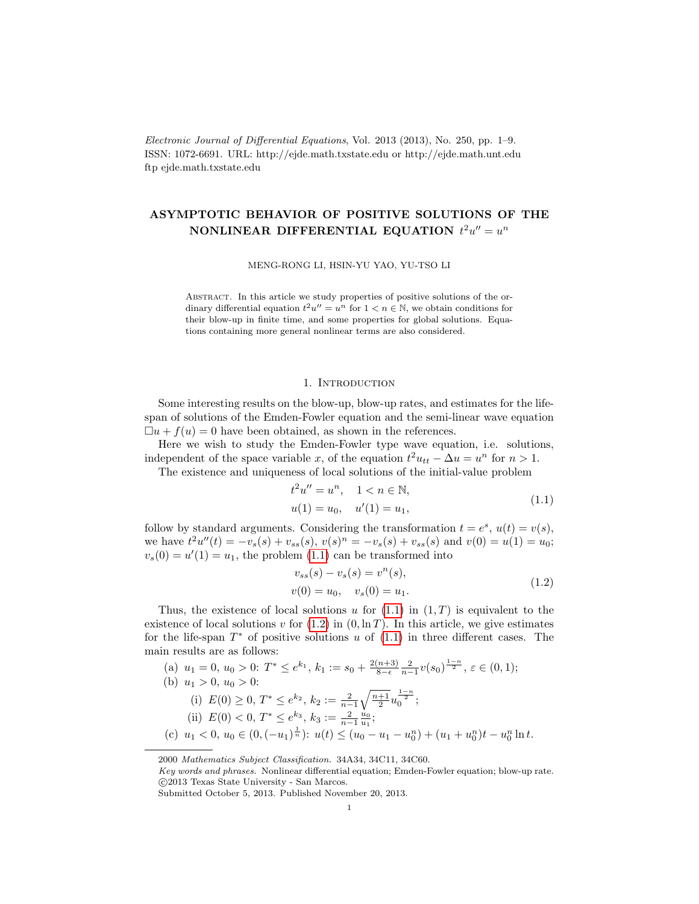*Electronic Journal of Differential Equations*, Vol. 2013 (2013), No. 250, pp. 1–9.
ISSN: 1072-6691. URL: http://ejde.math.txstate.edu or http://ejde.math.unt.edu
ftp ejde.math.txstate.edu

# ASYMPTOTIC BEHAVIOR OF POSITIVE SOLUTIONS OF THE NONLINEAR DIFFERENTIAL EQUATION $t^2u'' = u^n$

MENG-RONG LI, HSIN-YU YAO, YU-TSO LI

Abstract. In this article we study properties of positive solutions of the ordinary differential equation $t^2u'' = u^n$ for $1 < n \in \mathbb{N}$, we obtain conditions for their blow-up in finite time, and some properties for global solutions. Equations containing more general nonlinear terms are also considered.

## 1. Introduction

Some interesting results on the blow-up, blow-up rates, and estimates for the life-span of solutions of the Emden-Fowler equation and the semi-linear wave equation $\square u + f(u) = 0$ have been obtained, as shown in the references.

Here we wish to study the Emden-Fowler type wave equation, i.e. solutions, independent of the space variable $x$, of the equation $t^2u_{tt} - \Delta u = u^n$ for $n > 1$.

The existence and uniqueness of local solutions of the initial-value problem

$$
\begin{aligned}
&t^2u'' = u^n, \quad 1 < n \in \mathbb{N}, \\
&u(1) = u_0, \quad u'(1) = u_1,
\end{aligned}
\tag{1.1}
$$

follow by standard arguments. Considering the transformation $t = e^s$, $u(t) = v(s)$, we have $t^2u''(t) = -v_s(s) + v_{ss}(s)$, $v(s)^n = -v_s(s) + v_{ss}(s)$ and $v(0) = u(1) = u_0$; $v_s(0) = u'(1) = u_1$, the problem (1.1) can be transformed into

$$
\begin{aligned}
&v_{ss}(s) - v_s(s) = v^n(s), \\
&v(0) = u_0, \quad v_s(0) = u_1.
\end{aligned}
\tag{1.2}
$$

Thus, the existence of local solutions $u$ for (1.1) in $(1, T)$ is equivalent to the existence of local solutions $v$ for (1.2) in $(0, \ln T)$. In this article, we give estimates for the life-span $T^*$ of positive solutions $u$ of (1.1) in three different cases. The main results are as follows:

- (a) $u_1 = 0$, $u_0 > 0$: $T^* \le e^{k_1}$, $k_1 := s_0 + \frac{2(n+3)}{8-\epsilon}\frac{2}{n-1}v(s_0)^{\frac{1-n}{2}}$, $\varepsilon \in (0, 1)$;
- (b) $u_1 > 0$, $u_0 > 0$:
  - (i) $E(0) \ge 0$, $T^* \le e^{k_2}$, $k_2 := \frac{2}{n-1}\sqrt{\frac{n+1}{2}}u_0^{\frac{1-n}{2}}$;
  - (ii) $E(0) < 0$, $T^* \le e^{k_3}$, $k_3 := \frac{2}{n-1}\frac{u_0}{u_1}$;
- (c) $u_1 < 0$, $u_0 \in (0, (-u_1)^{\frac{1}{n}})$: $u(t) \le (u_0 - u_1 - u_0^n) + (u_1 + u_0^n)t - u_0^n \ln t$.

---

2000 *Mathematics Subject Classification.* 34A34, 34C11, 34C60.
*Key words and phrases.* Nonlinear differential equation; Emden-Fowler equation; blow-up rate.
©2013 Texas State University - San Marcos.
Submitted October 5, 2013. Published November 20, 2013.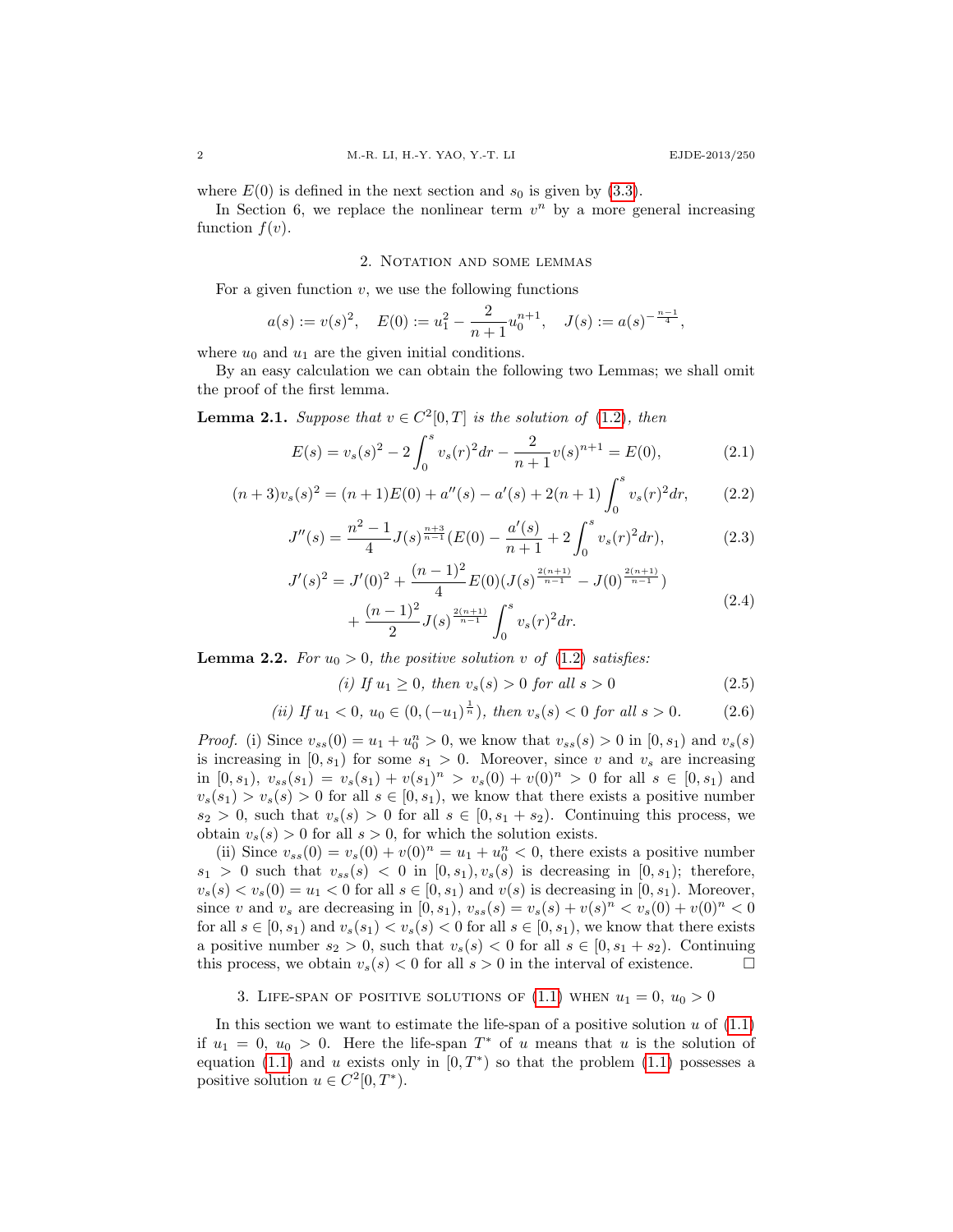where $E(0)$ is defined in the next section and $s_0$ is given by (3.3).

In Section 6, we replace the nonlinear term $v^n$ by a more general increasing function $f(v)$.

## 2. Notation and some lemmas

For a given function $v$, we use the following functions

$$a(s) := v(s)^2, \quad E(0) := u_1^2 - \frac{2}{n+1}u_0^{n+1}, \quad J(s) := a(s)^{-\frac{n-1}{4}},$$

where $u_0$ and $u_1$ are the given initial conditions.

By an easy calculation we can obtain the following two Lemmas; we shall omit the proof of the first lemma.

**Lemma 2.1.** *Suppose that $v \in C^2[0,T]$ is the solution of (1.2), then*

$$E(s) = v_s(s)^2 - 2\int_0^s v_s(r)^2 dr - \frac{2}{n+1}v(s)^{n+1} = E(0), \tag{2.1}$$

$$(n+3)v_s(s)^2 = (n+1)E(0) + a''(s) - a'(s) + 2(n+1)\int_0^s v_s(r)^2 dr, \tag{2.2}$$

$$J''(s) = \frac{n^2-1}{4}J(s)^{\frac{n+3}{n-1}}\Big(E(0) - \frac{a'(s)}{n+1} + 2\int_0^s v_s(r)^2 dr\Big), \tag{2.3}$$

$$\begin{aligned} J'(s)^2 &= J'(0)^2 + \frac{(n-1)^2}{4}E(0)\big(J(s)^{\frac{2(n+1)}{n-1}} - J(0)^{\frac{2(n+1)}{n-1}}\big) \\ &\quad + \frac{(n-1)^2}{2}J(s)^{\frac{2(n+1)}{n-1}}\int_0^s v_s(r)^2 dr. \end{aligned} \tag{2.4}$$

**Lemma 2.2.** *For $u_0 > 0$, the positive solution $v$ of (1.2) satisfies:*

$$\text{(i) If } u_1 \geq 0, \text{ then } v_s(s) > 0 \text{ for all } s > 0 \tag{2.5}$$

$$\text{(ii) If } u_1 < 0,\ u_0 \in (0, (-u_1)^{\frac{1}{n}}), \text{ then } v_s(s) < 0 \text{ for all } s > 0. \tag{2.6}$$

*Proof.* (i) Since $v_{ss}(0) = u_1 + u_0^n > 0$, we know that $v_{ss}(s) > 0$ in $[0, s_1)$ and $v_s(s)$ is increasing in $[0, s_1)$ for some $s_1 > 0$. Moreover, since $v$ and $v_s$ are increasing in $[0, s_1)$, $v_{ss}(s_1) = v_s(s_1) + v(s_1)^n > v_s(0) + v(0)^n > 0$ for all $s \in [0, s_1)$ and $v_s(s_1) > v_s(s) > 0$ for all $s \in [0, s_1)$, we know that there exists a positive number $s_2 > 0$, such that $v_s(s) > 0$ for all $s \in [0, s_1 + s_2)$. Continuing this process, we obtain $v_s(s) > 0$ for all $s > 0$, for which the solution exists.

(ii) Since $v_{ss}(0) = v_s(0) + v(0)^n = u_1 + u_0^n < 0$, there exists a positive number $s_1 > 0$ such that $v_{ss}(s) < 0$ in $[0, s_1), v_s(s)$ is decreasing in $[0, s_1)$; therefore, $v_s(s) < v_s(0) = u_1 < 0$ for all $s \in [0, s_1)$ and $v(s)$ is decreasing in $[0, s_1)$. Moreover, since $v$ and $v_s$ are decreasing in $[0, s_1)$, $v_{ss}(s) = v_s(s) + v(s)^n < v_s(0) + v(0)^n < 0$ for all $s \in [0, s_1)$ and $v_s(s_1) < v_s(s) < 0$ for all $s \in [0, s_1)$, we know that there exists a positive number $s_2 > 0$, such that $v_s(s) < 0$ for all $s \in [0, s_1 + s_2)$. Continuing this process, we obtain $v_s(s) < 0$ for all $s > 0$ in the interval of existence. $\square$

## 3. Life-span of positive solutions of (1.1) when $u_1 = 0$, $u_0 > 0$

In this section we want to estimate the life-span of a positive solution $u$ of (1.1) if $u_1 = 0$, $u_0 > 0$. Here the life-span $T^*$ of $u$ means that $u$ is the solution of equation (1.1) and $u$ exists only in $[0, T^*)$ so that the problem (1.1) possesses a positive solution $u \in C^2[0, T^*)$.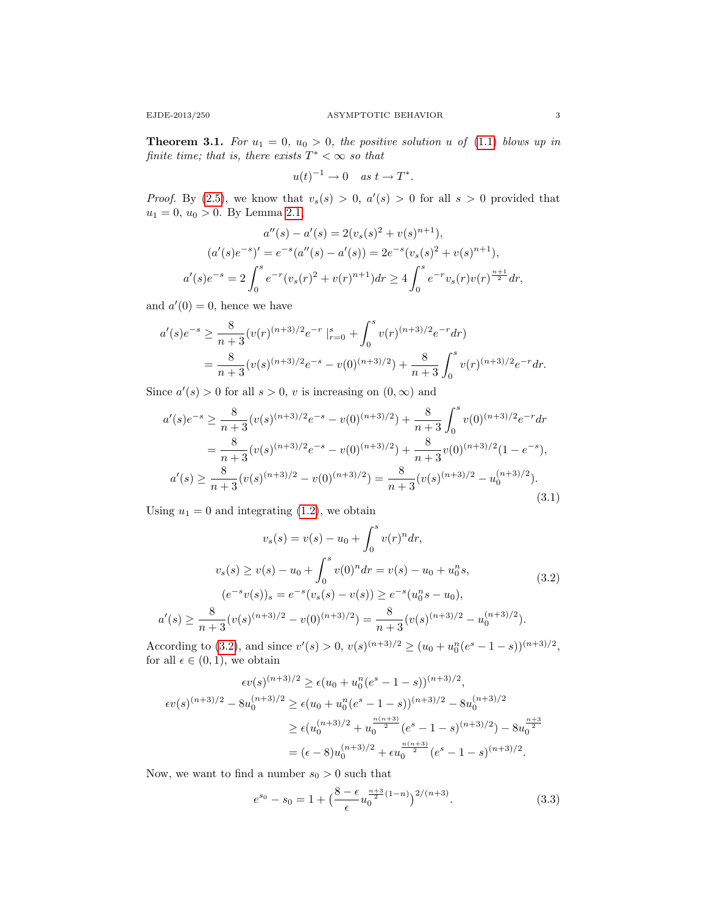**Theorem 3.1.** *For $u_1 = 0$, $u_0 > 0$, the positive solution $u$ of (1.1) blows up in finite time; that is, there exists $T^* < \infty$ so that*

$$u(t)^{-1} \to 0 \quad \text{as } t \to T^*.$$

*Proof.* By (2.5), we know that $v_s(s) > 0$, $a'(s) > 0$ for all $s > 0$ provided that $u_1 = 0$, $u_0 > 0$. By Lemma 2.1

$$
\begin{gathered}
a''(s) - a'(s) = 2(v_s(s)^2 + v(s)^{n+1}),\\
(a'(s)e^{-s})' = e^{-s}(a''(s) - a'(s)) = 2e^{-s}(v_s(s)^2 + v(s)^{n+1}),\\
a'(s)e^{-s} = 2\int_0^s e^{-r}(v_s(r)^2 + v(r)^{n+1})dr \geq 4\int_0^s e^{-r} v_s(r) v(r)^{\frac{n+1}{2}} dr,
\end{gathered}
$$

and $a'(0) = 0$, hence we have

$$
\begin{aligned}
a'(s)e^{-s} &\geq \frac{8}{n+3}\big(v(r)^{(n+3)/2} e^{-r} \big|_{r=0}^{s} + \int_0^s v(r)^{(n+3)/2} e^{-r} dr\big)\\
&= \frac{8}{n+3}(v(s)^{(n+3)/2} e^{-s} - v(0)^{(n+3)/2}) + \frac{8}{n+3}\int_0^s v(r)^{(n+3)/2} e^{-r} dr.
\end{aligned}
$$

Since $a'(s) > 0$ for all $s > 0$, $v$ is increasing on $(0, \infty)$ and

$$
\begin{aligned}
a'(s)e^{-s} &\geq \frac{8}{n+3}(v(s)^{(n+3)/2} e^{-s} - v(0)^{(n+3)/2}) + \frac{8}{n+3}\int_0^s v(0)^{(n+3)/2} e^{-r} dr\\
&= \frac{8}{n+3}(v(s)^{(n+3)/2} e^{-s} - v(0)^{(n+3)/2}) + \frac{8}{n+3} v(0)^{(n+3)/2}(1 - e^{-s}),\\
a'(s) &\geq \frac{8}{n+3}(v(s)^{(n+3)/2} - v(0)^{(n+3)/2}) = \frac{8}{n+3}(v(s)^{(n+3)/2} - u_0^{(n+3)/2}).
\end{aligned}
\tag{3.1}
$$

Using $u_1 = 0$ and integrating (1.2), we obtain

$$
\begin{gathered}
v_s(s) = v(s) - u_0 + \int_0^s v(r)^n dr,\\
v_s(s) \geq v(s) - u_0 + \int_0^s v(0)^n dr = v(s) - u_0 + u_0^n s,\\
(e^{-s}v(s))_s = e^{-s}(v_s(s) - v(s)) \geq e^{-s}(u_0^n s - u_0),\\
a'(s) \geq \frac{8}{n+3}(v(s)^{(n+3)/2} - v(0)^{(n+3)/2}) = \frac{8}{n+3}(v(s)^{(n+3)/2} - u_0^{(n+3)/2}).
\end{gathered}
\tag{3.2}
$$

According to (3.2), and since $v'(s) > 0$, $v(s)^{(n+3)/2} \geq (u_0 + u_0^n(e^s - 1 - s))^{(n+3)/2}$, for all $\epsilon \in (0, 1)$, we obtain

$$
\begin{aligned}
\epsilon v(s)^{(n+3)/2} &\geq \epsilon(u_0 + u_0^n(e^s - 1 - s))^{(n+3)/2},\\
\epsilon v(s)^{(n+3)/2} - 8u_0^{(n+3)/2} &\geq \epsilon(u_0 + u_0^n(e^s - 1 - s))^{(n+3)/2} - 8u_0^{(n+3)/2}\\
&\geq \epsilon(u_0^{(n+3)/2} + u_0^{\frac{n(n+3)}{2}}(e^s - 1 - s)^{(n+3)/2}) - 8u_0^{\frac{n+3}{2}}\\
&= (\epsilon - 8)u_0^{(n+3)/2} + \epsilon u_0^{\frac{n(n+3)}{2}}(e^s - 1 - s)^{(n+3)/2}.
\end{aligned}
$$

Now, we want to find a number $s_0 > 0$ such that

$$e^{s_0} - s_0 = 1 + \big(\frac{8-\epsilon}{\epsilon} u_0^{\frac{n+3}{2}(1-n)}\big)^{2/(n+3)}. \tag{3.3}$$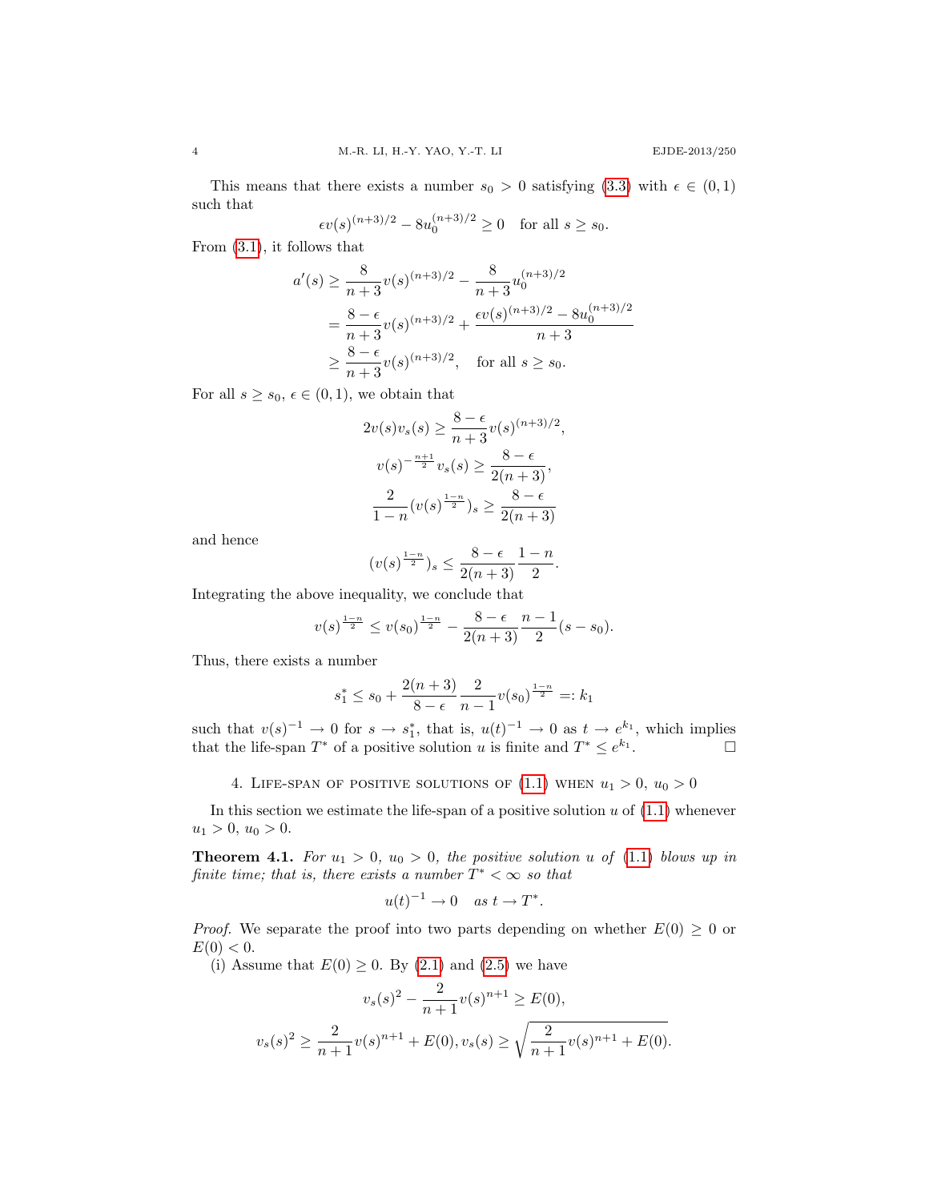This means that there exists a number $s_0 > 0$ satisfying (3.3) with $\epsilon \in (0,1)$ such that

$$\epsilon v(s)^{(n+3)/2} - 8u_0^{(n+3)/2} \geq 0 \quad \text{for all } s \geq s_0.$$

From (3.1), it follows that

$$\begin{aligned}
a'(s) &\geq \frac{8}{n+3} v(s)^{(n+3)/2} - \frac{8}{n+3} u_0^{(n+3)/2} \\
&= \frac{8-\epsilon}{n+3} v(s)^{(n+3)/2} + \frac{\epsilon v(s)^{(n+3)/2} - 8u_0^{(n+3)/2}}{n+3} \\
&\geq \frac{8-\epsilon}{n+3} v(s)^{(n+3)/2}, \quad \text{for all } s \geq s_0.
\end{aligned}$$

For all $s \geq s_0$, $\epsilon \in (0,1)$, we obtain that

$$\begin{gathered}
2v(s)v_s(s) \geq \frac{8-\epsilon}{n+3} v(s)^{(n+3)/2}, \\
v(s)^{-\frac{n+1}{2}} v_s(s) \geq \frac{8-\epsilon}{2(n+3)}, \\
\frac{2}{1-n} (v(s)^{\frac{1-n}{2}})_s \geq \frac{8-\epsilon}{2(n+3)}
\end{gathered}$$

and hence

$$(v(s)^{\frac{1-n}{2}})_s \leq \frac{8-\epsilon}{2(n+3)} \frac{1-n}{2}.$$

Integrating the above inequality, we conclude that

$$v(s)^{\frac{1-n}{2}} \leq v(s_0)^{\frac{1-n}{2}} - \frac{8-\epsilon}{2(n+3)} \frac{n-1}{2}(s-s_0).$$

Thus, there exists a number

$$s_1^* \leq s_0 + \frac{2(n+3)}{8-\epsilon} \frac{2}{n-1} v(s_0)^{\frac{1-n}{2}} =: k_1$$

such that $v(s)^{-1} \to 0$ for $s \to s_1^*$, that is, $u(t)^{-1} \to 0$ as $t \to e^{k_1}$, which implies that the life-span $T^*$ of a positive solution $u$ is finite and $T^* \leq e^{k_1}$. □

## 4. Life-span of positive solutions of (1.1) when $u_1 > 0$, $u_0 > 0$

In this section we estimate the life-span of a positive solution $u$ of (1.1) whenever $u_1 > 0$, $u_0 > 0$.

**Theorem 4.1.** *For $u_1 > 0$, $u_0 > 0$, the positive solution $u$ of (1.1) blows up in finite time; that is, there exists a number $T^* < \infty$ so that*

$$u(t)^{-1} \to 0 \quad \text{as } t \to T^*.$$

*Proof.* We separate the proof into two parts depending on whether $E(0) \geq 0$ or $E(0) < 0$.

(i) Assume that $E(0) \geq 0$. By (2.1) and (2.5) we have

$$\begin{gathered}
v_s(s)^2 - \frac{2}{n+1} v(s)^{n+1} \geq E(0), \\
v_s(s)^2 \geq \frac{2}{n+1} v(s)^{n+1} + E(0), v_s(s) \geq \sqrt{\frac{2}{n+1} v(s)^{n+1} + E(0)}.
\end{gathered}$$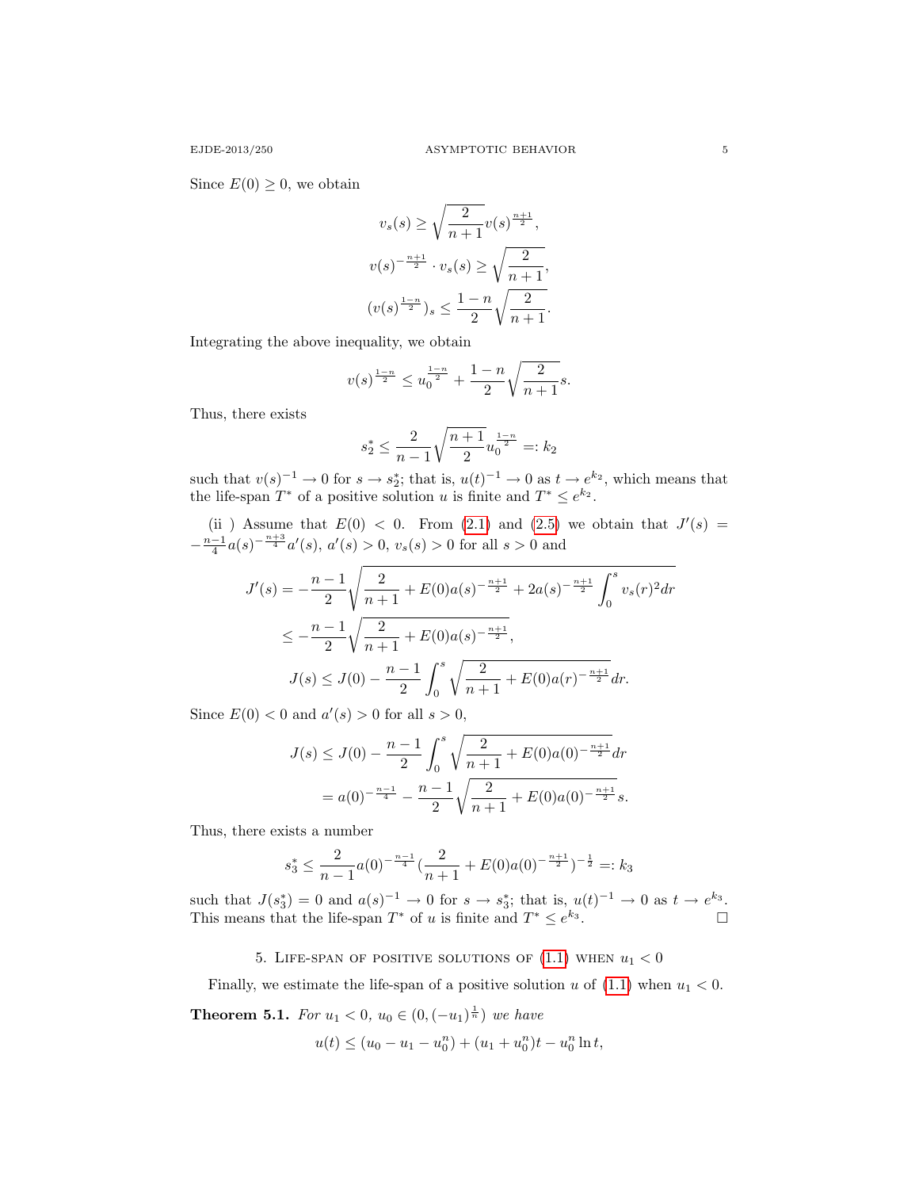Since $E(0) \geq 0$, we obtain

$$
\begin{gathered}
v_s(s) \geq \sqrt{\frac{2}{n+1}} v(s)^{\frac{n+1}{2}}, \\
v(s)^{-\frac{n+1}{2}} \cdot v_s(s) \geq \sqrt{\frac{2}{n+1}}, \\
(v(s)^{\frac{1-n}{2}})_s \leq \frac{1-n}{2}\sqrt{\frac{2}{n+1}}.
\end{gathered}
$$

Integrating the above inequality, we obtain

$$
v(s)^{\frac{1-n}{2}} \leq u_0^{\frac{1-n}{2}} + \frac{1-n}{2}\sqrt{\frac{2}{n+1}} s.
$$

Thus, there exists

$$
s_2^* \leq \frac{2}{n-1}\sqrt{\frac{n+1}{2}} u_0^{\frac{1-n}{2}} =: k_2
$$

such that $v(s)^{-1} \to 0$ for $s \to s_2^*$; that is, $u(t)^{-1} \to 0$ as $t \to e^{k_2}$, which means that the life-span $T^*$ of a positive solution $u$ is finite and $T^* \leq e^{k_2}$.

(ii ) Assume that $E(0) < 0$. From (2.1) and (2.5) we obtain that $J'(s) = -\frac{n-1}{4} a(s)^{-\frac{n+3}{4}} a'(s)$, $a'(s) > 0$, $v_s(s) > 0$ for all $s > 0$ and

$$
\begin{aligned}
J'(s) &= -\frac{n-1}{2}\sqrt{\frac{2}{n+1} + E(0)a(s)^{-\frac{n+1}{2}} + 2a(s)^{-\frac{n+1}{2}}\int_0^s v_s(r)^2 dr} \\
&\leq -\frac{n-1}{2}\sqrt{\frac{2}{n+1} + E(0)a(s)^{-\frac{n+1}{2}}}, \\
J(s) &\leq J(0) - \frac{n-1}{2}\int_0^s \sqrt{\frac{2}{n+1} + E(0)a(r)^{-\frac{n+1}{2}}} dr.
\end{aligned}
$$

Since $E(0) < 0$ and $a'(s) > 0$ for all $s > 0$,

$$
\begin{aligned}
J(s) &\leq J(0) - \frac{n-1}{2}\int_0^s \sqrt{\frac{2}{n+1} + E(0)a(0)^{-\frac{n+1}{2}}} dr \\
&= a(0)^{-\frac{n-1}{4}} - \frac{n-1}{2}\sqrt{\frac{2}{n+1} + E(0)a(0)^{-\frac{n+1}{2}}} s.
\end{aligned}
$$

Thus, there exists a number

$$
s_3^* \leq \frac{2}{n-1} a(0)^{-\frac{n-1}{4}} \Big(\frac{2}{n+1} + E(0)a(0)^{-\frac{n+1}{2}}\Big)^{-\frac{1}{2}} =: k_3
$$

such that $J(s_3^*) = 0$ and $a(s)^{-1} \to 0$ for $s \to s_3^*$; that is, $u(t)^{-1} \to 0$ as $t \to e^{k_3}$. This means that the life-span $T^*$ of $u$ is finite and $T^* \leq e^{k_3}$. $\square$

## 5. Life-span of positive solutions of (1.1) when $u_1 < 0$

Finally, we estimate the life-span of a positive solution $u$ of (1.1) when $u_1 < 0$.

**Theorem 5.1.** *For $u_1 < 0$, $u_0 \in (0, (-u_1)^{\frac{1}{n}})$ we have*

$$
u(t) \leq (u_0 - u_1 - u_0^n) + (u_1 + u_0^n)t - u_0^n \ln t,
$$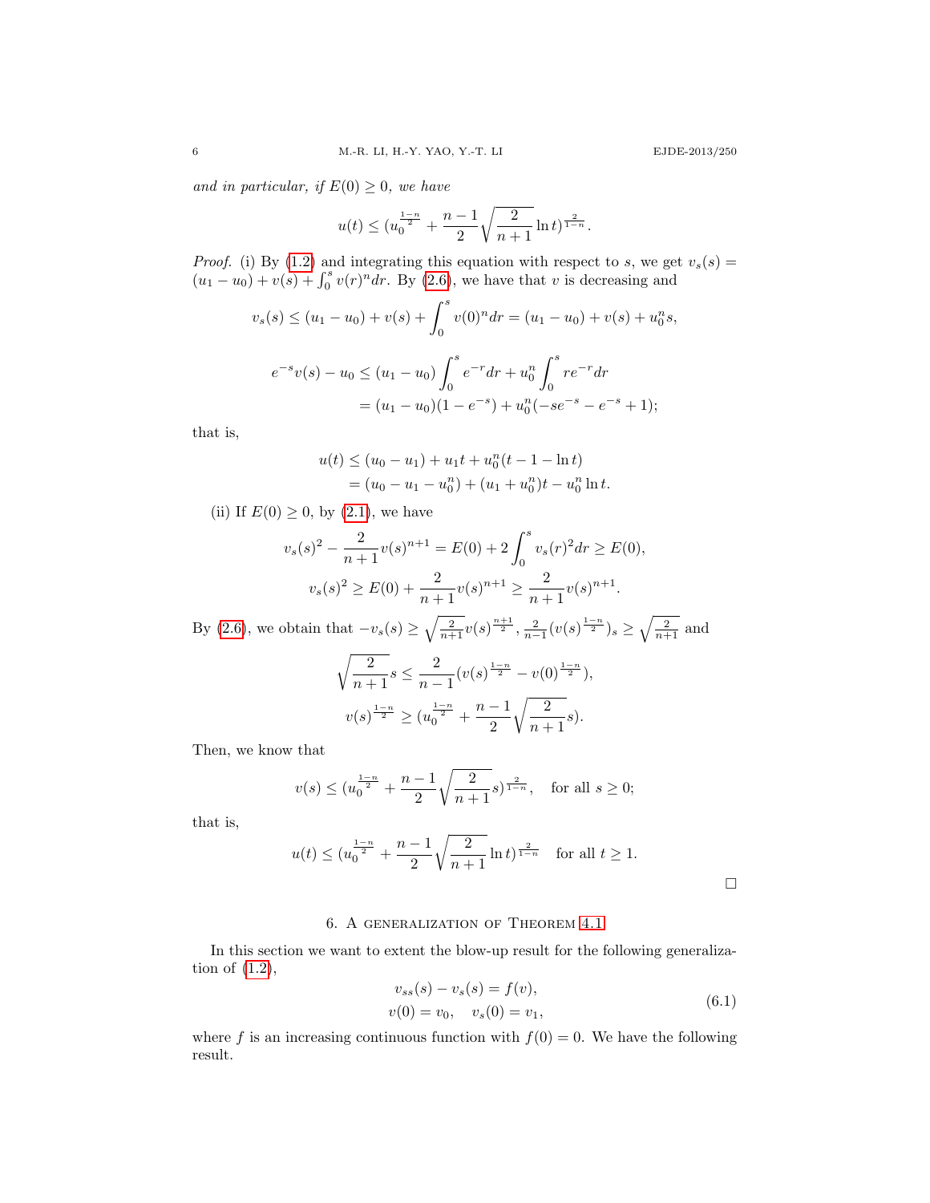*and in particular, if $E(0) \geq 0$, we have*

$$u(t) \leq (u_0^{\frac{1-n}{2}} + \frac{n-1}{2}\sqrt{\frac{2}{n+1}}\ln t)^{\frac{2}{1-n}}.$$

*Proof.* (i) By (1.2) and integrating this equation with respect to $s$, we get $v_s(s) = (u_1 - u_0) + v(s) + \int_0^s v(r)^n dr$. By (2.6), we have that $v$ is decreasing and

$$v_s(s) \leq (u_1 - u_0) + v(s) + \int_0^s v(0)^n dr = (u_1 - u_0) + v(s) + u_0^n s,$$

$$\begin{aligned} e^{-s}v(s) - u_0 &\leq (u_1 - u_0)\int_0^s e^{-r}dr + u_0^n \int_0^s re^{-r}dr \\ &= (u_1 - u_0)(1 - e^{-s}) + u_0^n(-se^{-s} - e^{-s} + 1); \end{aligned}$$

that is,

$$\begin{aligned} u(t) &\leq (u_0 - u_1) + u_1 t + u_0^n(t - 1 - \ln t) \\ &= (u_0 - u_1 - u_0^n) + (u_1 + u_0^n)t - u_0^n \ln t. \end{aligned}$$

(ii) If $E(0) \geq 0$, by (2.1), we have

$$v_s(s)^2 - \frac{2}{n+1}v(s)^{n+1} = E(0) + 2\int_0^s v_s(r)^2 dr \geq E(0),$$

$$v_s(s)^2 \geq E(0) + \frac{2}{n+1}v(s)^{n+1} \geq \frac{2}{n+1}v(s)^{n+1}.$$

By (2.6), we obtain that $-v_s(s) \geq \sqrt{\frac{2}{n+1}}v(s)^{\frac{n+1}{2}}$, $\frac{2}{n-1}(v(s)^{\frac{1-n}{2}})_s \geq \sqrt{\frac{2}{n+1}}$ and

$$\sqrt{\frac{2}{n+1}}s \leq \frac{2}{n-1}(v(s)^{\frac{1-n}{2}} - v(0)^{\frac{1-n}{2}}),$$

$$v(s)^{\frac{1-n}{2}} \geq (u_0^{\frac{1-n}{2}} + \frac{n-1}{2}\sqrt{\frac{2}{n+1}}s).$$

Then, we know that

$$v(s) \leq (u_0^{\frac{1-n}{2}} + \frac{n-1}{2}\sqrt{\frac{2}{n+1}}s)^{\frac{2}{1-n}}, \quad \text{for all } s \geq 0;$$

that is,

$$u(t) \leq (u_0^{\frac{1-n}{2}} + \frac{n-1}{2}\sqrt{\frac{2}{n+1}}\ln t)^{\frac{2}{1-n}} \quad \text{for all } t \geq 1.$$

□

## 6. A generalization of Theorem 4.1

In this section we want to extent the blow-up result for the following generalization of (1.2),

$$\begin{gathered} v_{ss}(s) - v_s(s) = f(v), \\ v(0) = v_0, \quad v_s(0) = v_1, \end{gathered} \tag{6.1}$$

where $f$ is an increasing continuous function with $f(0) = 0$. We have the following result.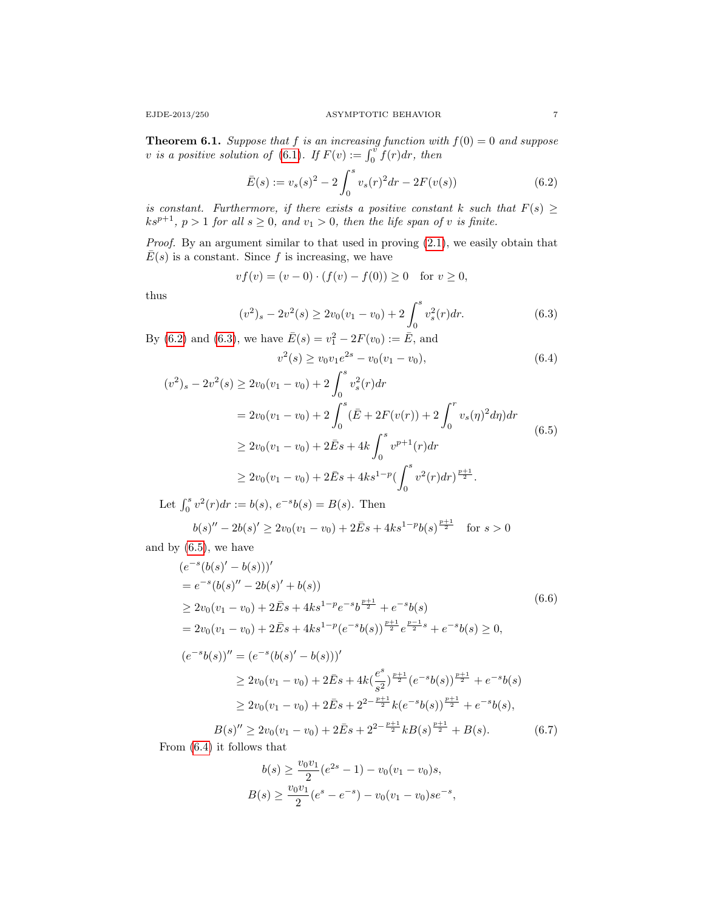**Theorem 6.1.** *Suppose that $f$ is an increasing function with $f(0) = 0$ and suppose $v$ is a positive solution of (6.1). If $F(v) := \int_0^v f(r)dr$, then*

$$\bar{E}(s) := v_s(s)^2 - 2\int_0^s v_s(r)^2 dr - 2F(v(s)) \tag{6.2}$$

*is constant. Furthermore, if there exists a positive constant $k$ such that $F(s) \geq ks^{p+1}$, $p > 1$ for all $s \geq 0$, and $v_1 > 0$, then the life span of $v$ is finite.*

*Proof.* By an argument similar to that used in proving (2.1), we easily obtain that $\bar{E}(s)$ is a constant. Since $f$ is increasing, we have

$$vf(v) = (v - 0) \cdot (f(v) - f(0)) \geq 0 \quad \text{for } v \geq 0,$$

thus

$$(v^2)_s - 2v^2(s) \geq 2v_0(v_1 - v_0) + 2\int_0^s v_s^2(r)dr. \tag{6.3}$$

By (6.2) and (6.3), we have $\bar{E}(s) = v_1^2 - 2F(v_0) := \bar{E}$, and

$$v^2(s) \geq v_0 v_1 e^{2s} - v_0(v_1 - v_0), \tag{6.4}$$

$$\begin{aligned}
(v^2)_s - 2v^2(s) &\geq 2v_0(v_1 - v_0) + 2\int_0^s v_s^2(r)dr \\
&= 2v_0(v_1 - v_0) + 2\int_0^s (\bar{E} + 2F(v(r)) + 2\int_0^r v_s(\eta)^2 d\eta)dr \\
&\geq 2v_0(v_1 - v_0) + 2\bar{E}s + 4k\int_0^s v^{p+1}(r)dr \\
&\geq 2v_0(v_1 - v_0) + 2\bar{E}s + 4ks^{1-p}(\int_0^s v^2(r)dr)^{\frac{p+1}{2}}.
\end{aligned} \tag{6.5}$$

Let $\int_0^s v^2(r)dr := b(s)$, $e^{-s}b(s) = B(s)$. Then

$$b(s)'' - 2b(s)' \geq 2v_0(v_1 - v_0) + 2\bar{E}s + 4ks^{1-p}b(s)^{\frac{p+1}{2}} \quad \text{for } s > 0$$

and by (6.5), we have

$$\begin{aligned}
&(e^{-s}(b(s)' - b(s)))' \\
&= e^{-s}(b(s)'' - 2b(s)' + b(s)) \\
&\geq 2v_0(v_1 - v_0) + 2\bar{E}s + 4ks^{1-p}e^{-s}b^{\frac{p+1}{2}} + e^{-s}b(s) \\
&= 2v_0(v_1 - v_0) + 2\bar{E}s + 4ks^{1-p}(e^{-s}b(s))^{\frac{p+1}{2}}e^{\frac{p-1}{2}s} + e^{-s}b(s) \geq 0,
\end{aligned} \tag{6.6}$$

$$\begin{aligned}
(e^{-s}b(s))'' &= (e^{-s}(b(s)' - b(s)))' \\
&\geq 2v_0(v_1 - v_0) + 2\bar{E}s + 4k(\frac{e^s}{s^2})^{\frac{p+1}{2}}(e^{-s}b(s))^{\frac{p+1}{2}} + e^{-s}b(s) \\
&\geq 2v_0(v_1 - v_0) + 2\bar{E}s + 2^{2-\frac{p+1}{2}}k(e^{-s}b(s))^{\frac{p+1}{2}} + e^{-s}b(s),
\end{aligned}$$

$$B(s)'' \geq 2v_0(v_1 - v_0) + 2\bar{E}s + 2^{2-\frac{p+1}{2}}kB(s)^{\frac{p+1}{2}} + B(s). \tag{6.7}$$

From (6.4) it follows that

$$b(s) \geq \frac{v_0 v_1}{2}(e^{2s} - 1) - v_0(v_1 - v_0)s,$$

$$B(s) \geq \frac{v_0 v_1}{2}(e^s - e^{-s}) - v_0(v_1 - v_0)se^{-s},$$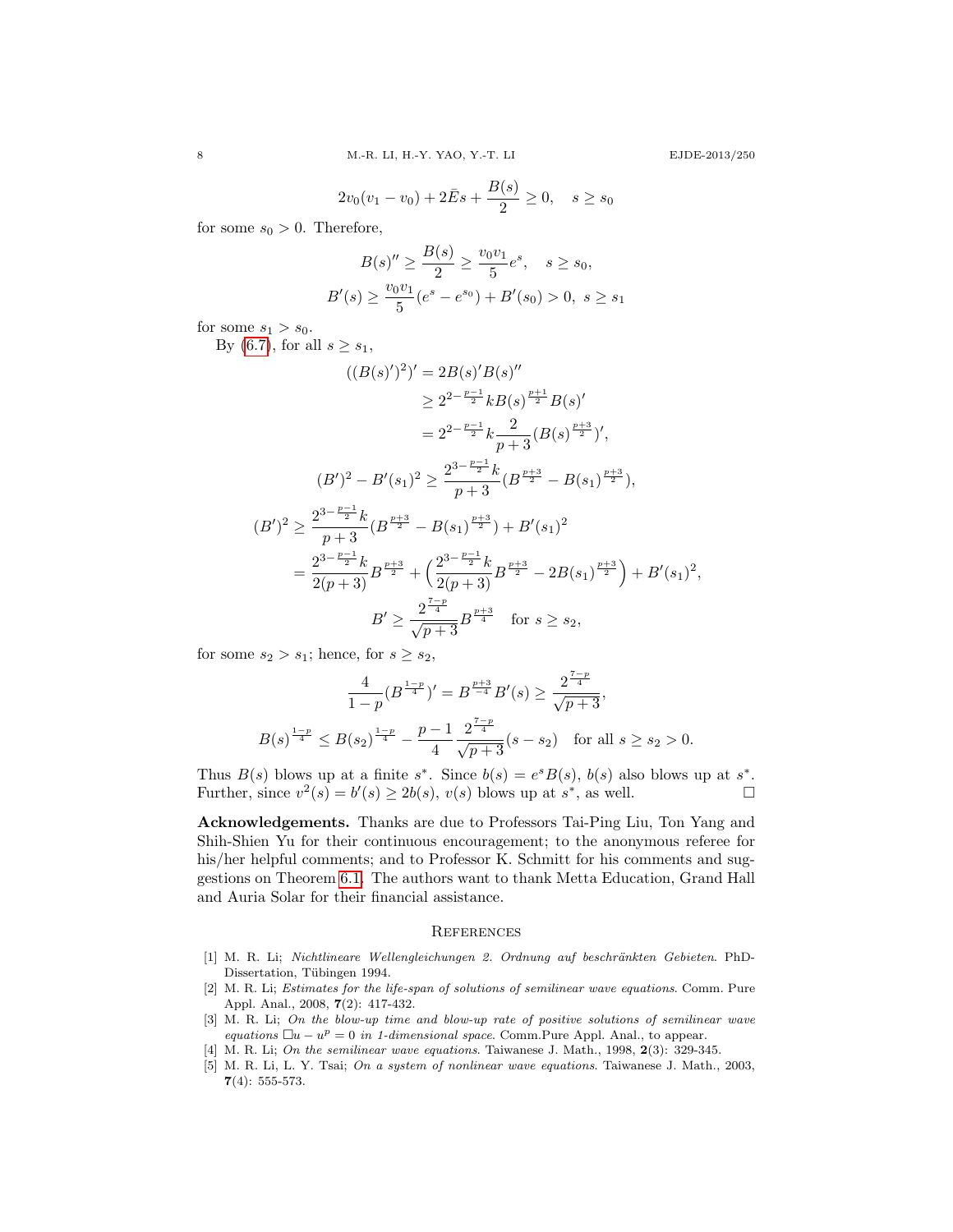$$2v_0(v_1 - v_0) + 2\bar{E}s + \frac{B(s)}{2} \geq 0, \quad s \geq s_0$$

for some $s_0 > 0$. Therefore,

$$B(s)'' \geq \frac{B(s)}{2} \geq \frac{v_0 v_1}{5} e^s, \quad s \geq s_0,$$

$$B'(s) \geq \frac{v_0 v_1}{5}(e^s - e^{s_0}) + B'(s_0) > 0, \; s \geq s_1$$

for some $s_1 > s_0$.

By (6.7), for all $s \geq s_1$,

$$\begin{aligned}
((B(s)')^2)' &= 2B(s)'B(s)'' \\
&\geq 2^{2-\frac{p-1}{2}} k B(s)^{\frac{p+1}{2}} B(s)' \\
&= 2^{2-\frac{p-1}{2}} k \frac{2}{p+3} (B(s)^{\frac{p+3}{2}})',
\end{aligned}$$

$$(B')^2 - B'(s_1)^2 \geq \frac{2^{3-\frac{p-1}{2}} k}{p+3} (B^{\frac{p+3}{2}} - B(s_1)^{\frac{p+3}{2}}),$$

$$\begin{aligned}
(B')^2 &\geq \frac{2^{3-\frac{p-1}{2}} k}{p+3} (B^{\frac{p+3}{2}} - B(s_1)^{\frac{p+3}{2}}) + B'(s_1)^2 \\
&= \frac{2^{3-\frac{p-1}{2}} k}{2(p+3)} B^{\frac{p+3}{2}} + \Big( \frac{2^{3-\frac{p-1}{2}} k}{2(p+3)} B^{\frac{p+3}{2}} - 2B(s_1)^{\frac{p+3}{2}} \Big) + B'(s_1)^2,
\end{aligned}$$

$$B' \geq \frac{2^{\frac{7-p}{4}}}{\sqrt{p+3}} B^{\frac{p+3}{4}} \quad \text{for } s \geq s_2,$$

for some $s_2 > s_1$; hence, for $s \geq s_2$,

$$\frac{4}{1-p} (B^{\frac{1-p}{4}})' = B^{\frac{p+3}{-4}} B'(s) \geq \frac{2^{\frac{7-p}{4}}}{\sqrt{p+3}},$$

$$B(s)^{\frac{1-p}{4}} \leq B(s_2)^{\frac{1-p}{4}} - \frac{p-1}{4} \frac{2^{\frac{7-p}{4}}}{\sqrt{p+3}} (s - s_2) \quad \text{for all } s \geq s_2 > 0.$$

Thus $B(s)$ blows up at a finite $s^*$. Since $b(s) = e^s B(s)$, $b(s)$ also blows up at $s^*$. Further, since $v^2(s) = b'(s) \geq 2b(s)$, $v(s)$ blows up at $s^*$, as well. $\square$

**Acknowledgements.** Thanks are due to Professors Tai-Ping Liu, Ton Yang and Shih-Shien Yu for their continuous encouragement; to the anonymous referee for his/her helpful comments; and to Professor K. Schmitt for his comments and suggestions on Theorem 6.1. The authors want to thank Metta Education, Grand Hall and Auria Solar for their financial assistance.

## References

[1] M. R. Li; *Nichtlineare Wellengleichungen 2. Ordnung auf beschränkten Gebieten*. PhD-Dissertation, Tübingen 1994.

[2] M. R. Li; *Estimates for the life-span of solutions of semilinear wave equations*. Comm. Pure Appl. Anal., 2008, **7**(2): 417-432.

[3] M. R. Li; *On the blow-up time and blow-up rate of positive solutions of semilinear wave equations* $\Box u - u^p = 0$ *in 1-dimensional space*. Comm.Pure Appl. Anal., to appear.

[4] M. R. Li; *On the semilinear wave equations*. Taiwanese J. Math., 1998, **2**(3): 329-345.

[5] M. R. Li, L. Y. Tsai; *On a system of nonlinear wave equations*. Taiwanese J. Math., 2003, **7**(4): 555-573.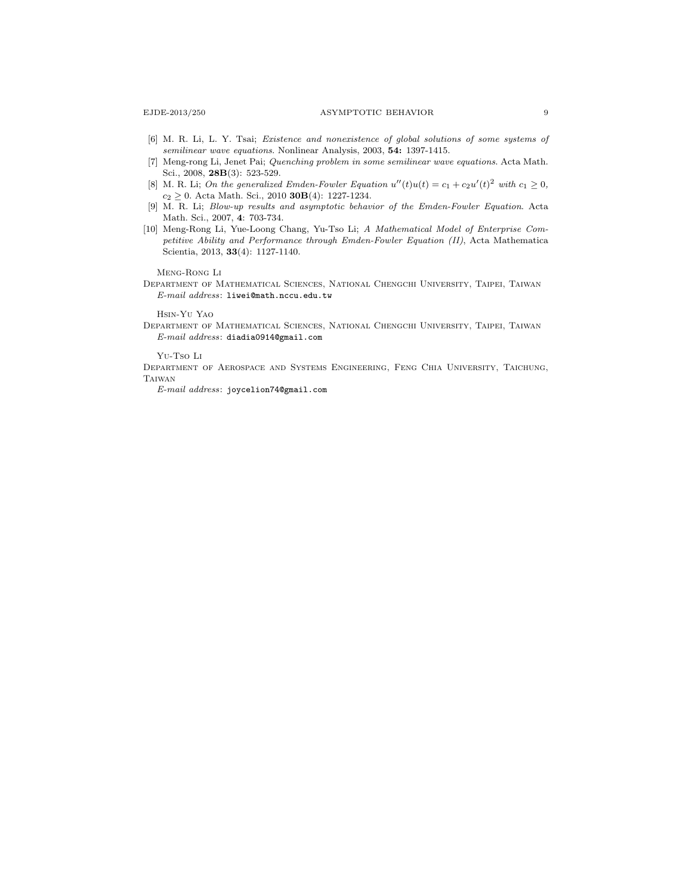[6] M. R. Li, L. Y. Tsai; *Existence and nonexistence of global solutions of some systems of semilinear wave equations*. Nonlinear Analysis, 2003, **54:** 1397-1415.

[7] Meng-rong Li, Jenet Pai; *Quenching problem in some semilinear wave equations*. Acta Math. Sci., 2008, **28B**(3): 523-529.

[8] M. R. Li; *On the generalized Emden-Fowler Equation $u''(t)u(t) = c_1 + c_2u'(t)^2$ with $c_1 \geq 0$, $c_2 \geq 0$*. Acta Math. Sci., 2010 **30B**(4): 1227-1234.

[9] M. R. Li; *Blow-up results and asymptotic behavior of the Emden-Fowler Equation*. Acta Math. Sci., 2007, **4**: 703-734.

[10] Meng-Rong Li, Yue-Loong Chang, Yu-Tso Li; *A Mathematical Model of Enterprise Competitive Ability and Performance through Emden-Fowler Equation (II)*, Acta Mathematica Scientia, 2013, **33**(4): 1127-1140.

Meng-Rong Li

Department of Mathematical Sciences, National Chengchi University, Taipei, Taiwan
*E-mail address*: liwei@math.nccu.edu.tw

Hsin-Yu Yao

Department of Mathematical Sciences, National Chengchi University, Taipei, Taiwan
*E-mail address*: diadia0914@gmail.com

Yu-Tso Li

Department of Aerospace and Systems Engineering, Feng Chia University, Taichung, Taiwan
*E-mail address*: joycelion74@gmail.com